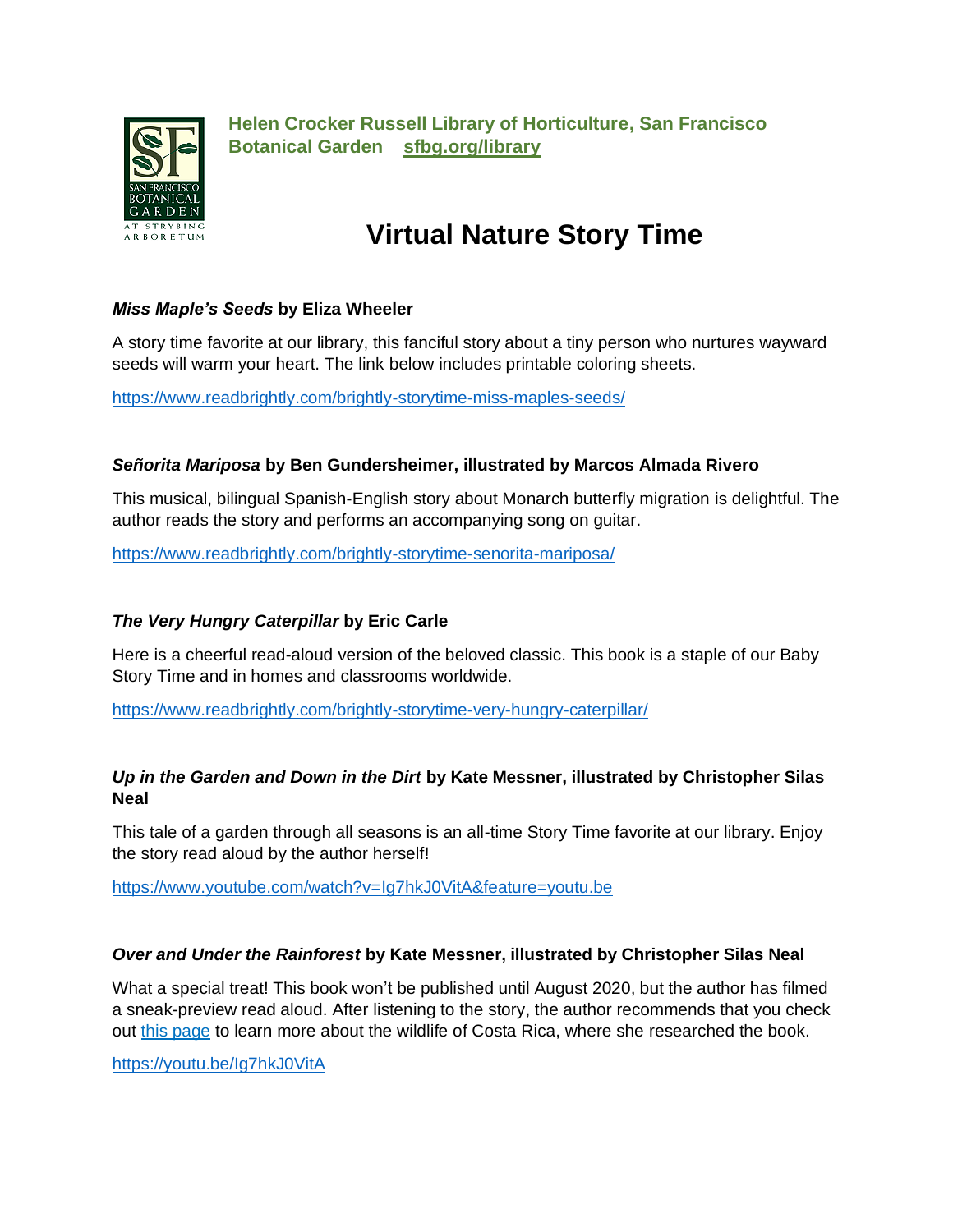**Helen Crocker Russell Library of Horticulture, San Francisco Botanical Garden** [**sfbg.org/library**](sfbg.org/library)

# Virtual Nature Story Time

### ***Miss Maple's Seeds*** by Eliza Wheeler

A story time favorite at our library, this fanciful story about a tiny person who nurtures wayward seeds will warm your heart. The link below includes printable coloring sheets.

https://www.readbrightly.com/brightly-storytime-miss-maples-seeds/

### ***Señorita Mariposa*** by Ben Gundersheimer, illustrated by Marcos Almada Rivero

This musical, bilingual Spanish-English story about Monarch butterfly migration is delightful. The author reads the story and performs an accompanying song on guitar.

https://www.readbrightly.com/brightly-storytime-senorita-mariposa/

### ***The Very Hungry Caterpillar*** by Eric Carle

Here is a cheerful read-aloud version of the beloved classic. This book is a staple of our Baby Story Time and in homes and classrooms worldwide.

https://www.readbrightly.com/brightly-storytime-very-hungry-caterpillar/

### ***Up in the Garden and Down in the Dirt*** by Kate Messner, illustrated by Christopher Silas Neal

This tale of a garden through all seasons is an all-time Story Time favorite at our library. Enjoy the story read aloud by the author herself!

https://www.youtube.com/watch?v=Ig7hkJ0VitA&feature=youtu.be

### ***Over and Under the Rainforest*** by Kate Messner, illustrated by Christopher Silas Neal

What a special treat! This book won't be published until August 2020, but the author has filmed a sneak-preview read aloud. After listening to the story, the author recommends that you check out this page to learn more about the wildlife of Costa Rica, where she researched the book.

https://youtu.be/Ig7hkJ0VitA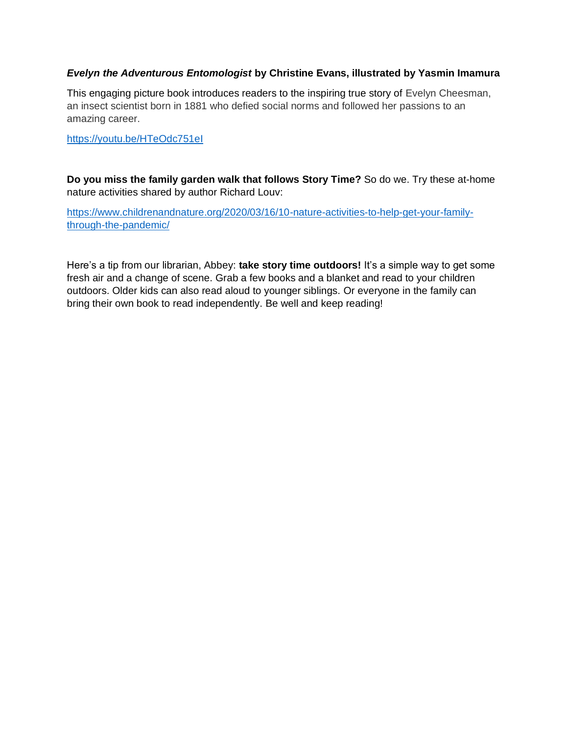***Evelyn the Adventurous Entomologist*** **by Christine Evans, illustrated by Yasmin Imamura**

This engaging picture book introduces readers to the inspiring true story of Evelyn Cheesman, an insect scientist born in 1881 who defied social norms and followed her passions to an amazing career.

https://youtu.be/HTeOdc751eI

**Do you miss the family garden walk that follows Story Time?** So do we. Try these at-home nature activities shared by author Richard Louv:

https://www.childrenandnature.org/2020/03/16/10-nature-activities-to-help-get-your-family-through-the-pandemic/

Here's a tip from our librarian, Abbey: **take story time outdoors!** It's a simple way to get some fresh air and a change of scene. Grab a few books and a blanket and read to your children outdoors. Older kids can also read aloud to younger siblings. Or everyone in the family can bring their own book to read independently. Be well and keep reading!